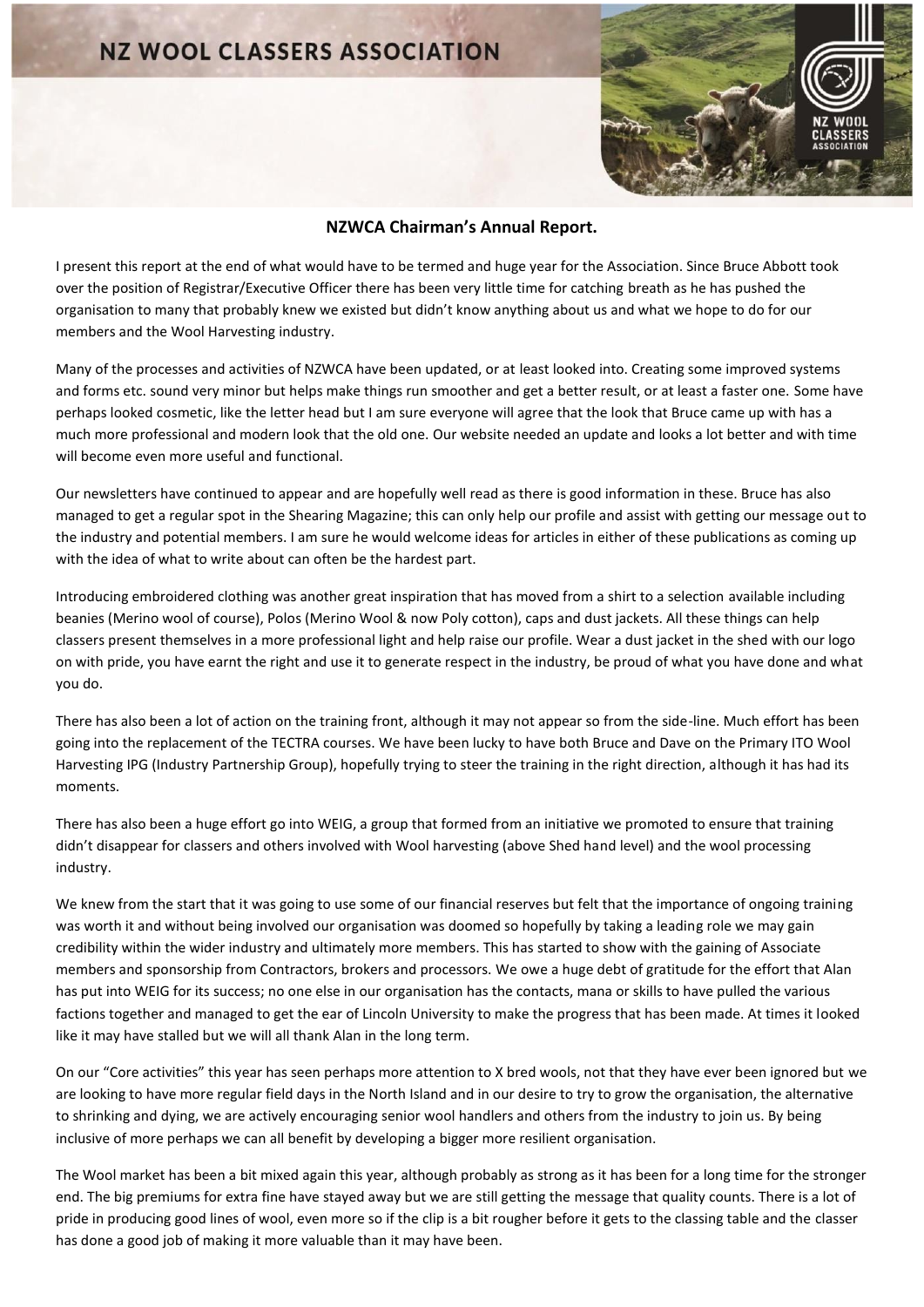# NZ WOOL CLASSERS ASSOCIATION

## NZWCA Chairman's Annual Report.

I present this report at the end of what would have to be termed and huge year for the Association. Since Bruce Abbott took over the position of Registrar/Executive Officer there has been very little time for catching breath as he has pushed the organisation to many that probably knew we existed but didn't know anything about us and what we hope to do for our members and the Wool Harvesting industry.

Many of the processes and activities of NZWCA have been updated, or at least looked into. Creating some improved systems and forms etc. sound very minor but helps make things run smoother and get a better result, or at least a faster one. Some have perhaps looked cosmetic, like the letter head but I am sure everyone will agree that the look that Bruce came up with has a much more professional and modern look that the old one. Our website needed an update and looks a lot better and with time will become even more useful and functional.

Our newsletters have continued to appear and are hopefully well read as there is good information in these. Bruce has also managed to get a regular spot in the Shearing Magazine; this can only help our profile and assist with getting our message out to the industry and potential members. I am sure he would welcome ideas for articles in either of these publications as coming up with the idea of what to write about can often be the hardest part.

Introducing embroidered clothing was another great inspiration that has moved from a shirt to a selection available including beanies (Merino wool of course), Polos (Merino Wool & now Poly cotton), caps and dust jackets. All these things can help classers present themselves in a more professional light and help raise our profile. Wear a dust jacket in the shed with our logo on with pride, you have earnt the right and use it to generate respect in the industry, be proud of what you have done and what you do.

There has also been a lot of action on the training front, although it may not appear so from the side-line. Much effort has been going into the replacement of the TECTRA courses. We have been lucky to have both Bruce and Dave on the Primary ITO Wool Harvesting IPG (Industry Partnership Group), hopefully trying to steer the training in the right direction, although it has had its moments.

There has also been a huge effort go into WEIG, a group that formed from an initiative we promoted to ensure that training didn't disappear for classers and others involved with Wool harvesting (above Shed hand level) and the wool processing industry.

We knew from the start that it was going to use some of our financial reserves but felt that the importance of ongoing training was worth it and without being involved our organisation was doomed so hopefully by taking a leading role we may gain credibility within the wider industry and ultimately more members. This has started to show with the gaining of Associate members and sponsorship from Contractors, brokers and processors. We owe a huge debt of gratitude for the effort that Alan has put into WEIG for its success; no one else in our organisation has the contacts, mana or skills to have pulled the various factions together and managed to get the ear of Lincoln University to make the progress that has been made. At times it looked like it may have stalled but we will all thank Alan in the long term.

On our "Core activities" this year has seen perhaps more attention to X bred wools, not that they have ever been ignored but we are looking to have more regular field days in the North Island and in our desire to try to grow the organisation, the alternative to shrinking and dying, we are actively encouraging senior wool handlers and others from the industry to join us. By being inclusive of more perhaps we can all benefit by developing a bigger more resilient organisation.

The Wool market has been a bit mixed again this year, although probably as strong as it has been for a long time for the stronger end. The big premiums for extra fine have stayed away but we are still getting the message that quality counts. There is a lot of pride in producing good lines of wool, even more so if the clip is a bit rougher before it gets to the classing table and the classer has done a good job of making it more valuable than it may have been.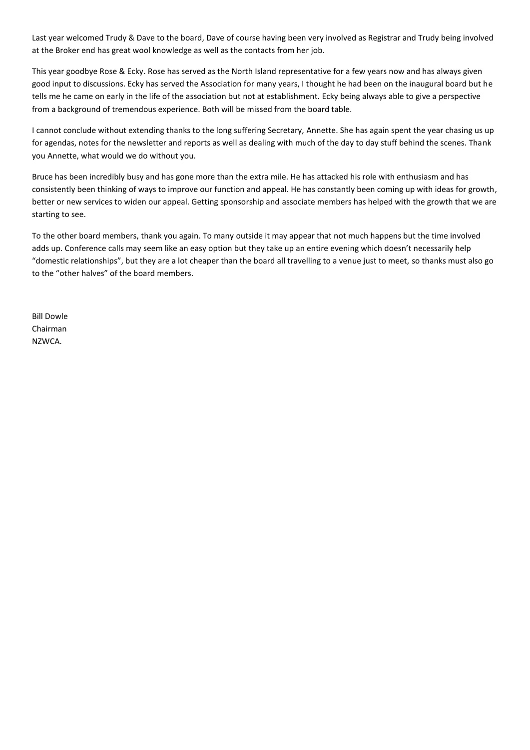Last year welcomed Trudy & Dave to the board, Dave of course having been very involved as Registrar and Trudy being involved at the Broker end has great wool knowledge as well as the contacts from her job.

This year goodbye Rose & Ecky. Rose has served as the North Island representative for a few years now and has always given good input to discussions. Ecky has served the Association for many years, I thought he had been on the inaugural board but he tells me he came on early in the life of the association but not at establishment. Ecky being always able to give a perspective from a background of tremendous experience. Both will be missed from the board table.

I cannot conclude without extending thanks to the long suffering Secretary, Annette. She has again spent the year chasing us up for agendas, notes for the newsletter and reports as well as dealing with much of the day to day stuff behind the scenes. Thank you Annette, what would we do without you.

Bruce has been incredibly busy and has gone more than the extra mile. He has attacked his role with enthusiasm and has consistently been thinking of ways to improve our function and appeal. He has constantly been coming up with ideas for growth, better or new services to widen our appeal. Getting sponsorship and associate members has helped with the growth that we are starting to see.

To the other board members, thank you again. To many outside it may appear that not much happens but the time involved adds up. Conference calls may seem like an easy option but they take up an entire evening which doesn't necessarily help "domestic relationships", but they are a lot cheaper than the board all travelling to a venue just to meet, so thanks must also go to the "other halves" of the board members.

Bill Dowle
Chairman
NZWCA.